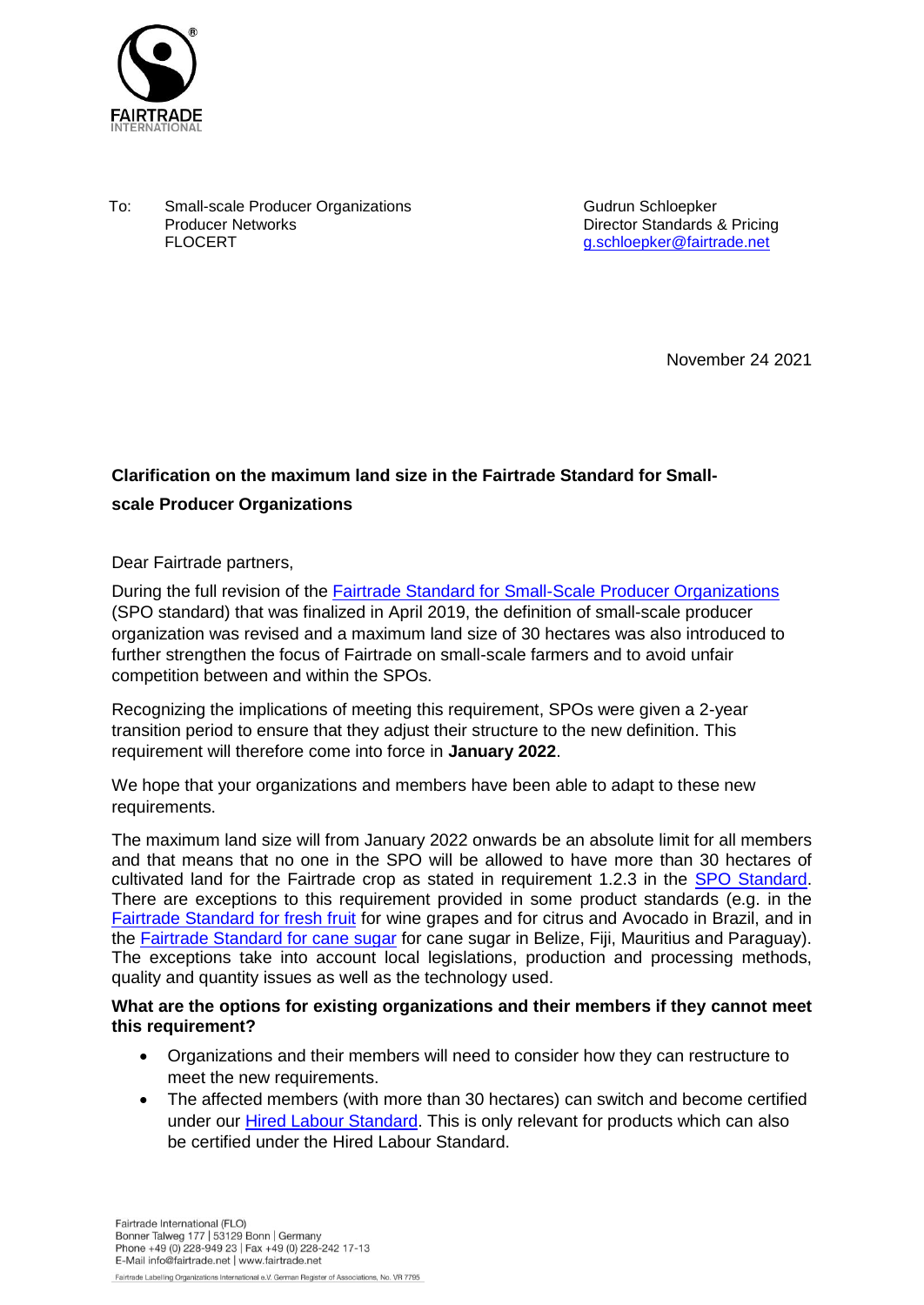FAIRTRADE INTERNATIONAL

To: Small-scale Producer Organizations
Producer Networks
FLOCERT

Gudrun Schloepker
Director Standards & Pricing
g.schloepker@fairtrade.net

November 24 2021

**Clarification on the maximum land size in the Fairtrade Standard for Small-scale Producer Organizations**

Dear Fairtrade partners,

During the full revision of the Fairtrade Standard for Small-Scale Producer Organizations (SPO standard) that was finalized in April 2019, the definition of small-scale producer organization was revised and a maximum land size of 30 hectares was also introduced to further strengthen the focus of Fairtrade on small-scale farmers and to avoid unfair competition between and within the SPOs.

Recognizing the implications of meeting this requirement, SPOs were given a 2-year transition period to ensure that they adjust their structure to the new definition. This requirement will therefore come into force in **January 2022**.

We hope that your organizations and members have been able to adapt to these new requirements.

The maximum land size will from January 2022 onwards be an absolute limit for all members and that means that no one in the SPO will be allowed to have more than 30 hectares of cultivated land for the Fairtrade crop as stated in requirement 1.2.3 in the SPO Standard. There are exceptions to this requirement provided in some product standards (e.g. in the Fairtrade Standard for fresh fruit for wine grapes and for citrus and Avocado in Brazil, and in the Fairtrade Standard for cane sugar for cane sugar in Belize, Fiji, Mauritius and Paraguay). The exceptions take into account local legislations, production and processing methods, quality and quantity issues as well as the technology used.

**What are the options for existing organizations and their members if they cannot meet this requirement?**

- Organizations and their members will need to consider how they can restructure to meet the new requirements.
- The affected members (with more than 30 hectares) can switch and become certified under our Hired Labour Standard. This is only relevant for products which can also be certified under the Hired Labour Standard.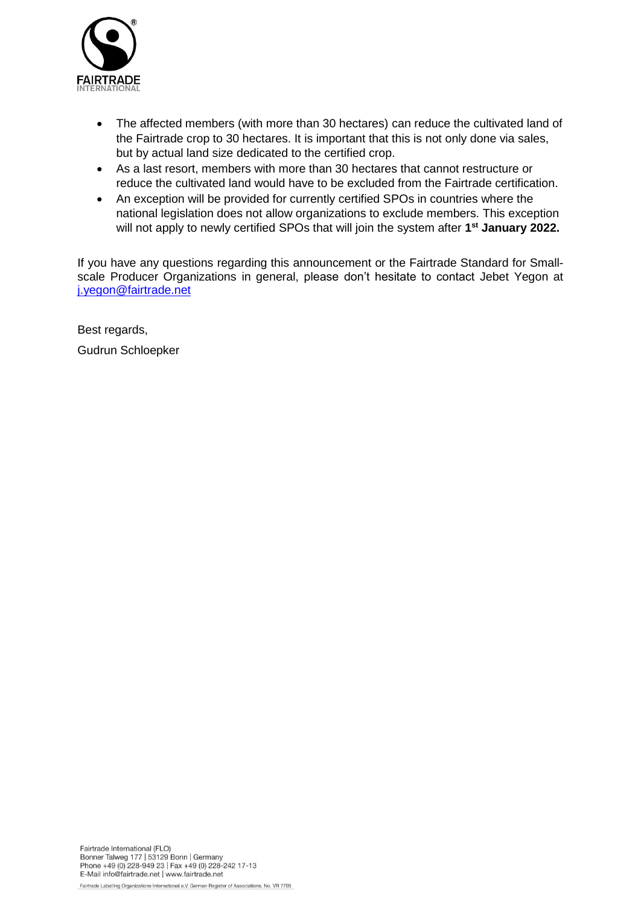- The affected members (with more than 30 hectares) can reduce the cultivated land of the Fairtrade crop to 30 hectares. It is important that this is not only done via sales, but by actual land size dedicated to the certified crop.
- As a last resort, members with more than 30 hectares that cannot restructure or reduce the cultivated land would have to be excluded from the Fairtrade certification.
- An exception will be provided for currently certified SPOs in countries where the national legislation does not allow organizations to exclude members. This exception will not apply to newly certified SPOs that will join the system after **1st January 2022.**

If you have any questions regarding this announcement or the Fairtrade Standard for Small-scale Producer Organizations in general, please don't hesitate to contact Jebet Yegon at j.yegon@fairtrade.net

Best regards,

Gudrun Schloepker